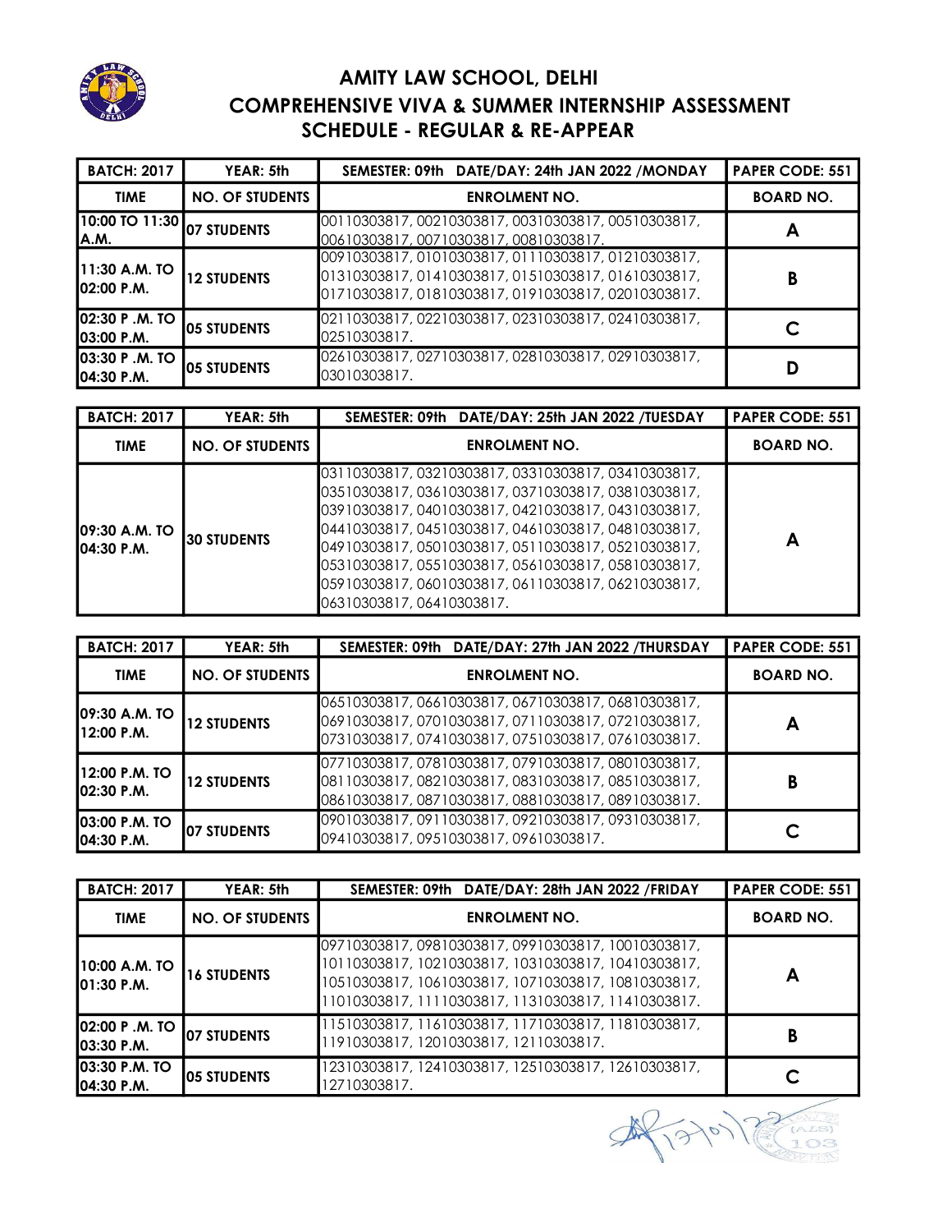# AMITY LAW SCHOOL, DELHI

## COMPREHENSIVE VIVA & SUMMER INTERNSHIP ASSESSMENT

## SCHEDULE - REGULAR & RE-APPEAR

| BATCH: 2017 | YEAR: 5th | SEMESTER: 09th DATE/DAY: 24th JAN 2022 /MONDAY | PAPER CODE: 551 |
|---|---|---|---|
| **TIME** | **NO. OF STUDENTS** | **ENROLMENT NO.** | **BOARD NO.** |
| 10:00 TO 11:30 A.M. | 07 STUDENTS | 00110303817, 00210303817, 00310303817, 00510303817, 00610303817, 00710303817, 00810303817. | A |
| 11:30 A.M. TO 02:00 P.M. | 12 STUDENTS | 00910303817, 01010303817, 01110303817, 01210303817, 01310303817, 01410303817, 01510303817, 01610303817, 01710303817, 01810303817, 01910303817, 02010303817. | B |
| 02:30 P .M. TO 03:00 P.M. | 05 STUDENTS | 02110303817, 02210303817, 02310303817, 02410303817, 02510303817. | C |
| 03:30 P .M. TO 04:30 P.M. | 05 STUDENTS | 02610303817, 02710303817, 02810303817, 02910303817, 03010303817. | D |

| BATCH: 2017 | YEAR: 5th | SEMESTER: 09th DATE/DAY: 25th JAN 2022 /TUESDAY | PAPER CODE: 551 |
|---|---|---|---|
| **TIME** | **NO. OF STUDENTS** | **ENROLMENT NO.** | **BOARD NO.** |
| 09:30 A.M. TO 04:30 P.M. | 30 STUDENTS | 03110303817, 03210303817, 03310303817, 03410303817, 03510303817, 03610303817, 03710303817, 03810303817, 03910303817, 04010303817, 04210303817, 04310303817, 04410303817, 04510303817, 04610303817, 04810303817, 04910303817, 05010303817, 05110303817, 05210303817, 05310303817, 05510303817, 05610303817, 05810303817, 05910303817, 06010303817, 06110303817, 06210303817, 06310303817, 06410303817. | A |

| BATCH: 2017 | YEAR: 5th | SEMESTER: 09th DATE/DAY: 27th JAN 2022 /THURSDAY | PAPER CODE: 551 |
|---|---|---|---|
| **TIME** | **NO. OF STUDENTS** | **ENROLMENT NO.** | **BOARD NO.** |
| 09:30 A.M. TO 12:00 P.M. | 12 STUDENTS | 06510303817, 06610303817, 06710303817, 06810303817, 06910303817, 07010303817, 07110303817, 07210303817, 07310303817, 07410303817, 07510303817, 07610303817. | A |
| 12:00 P.M. TO 02:30 P.M. | 12 STUDENTS | 07710303817, 07810303817, 07910303817, 08010303817, 08110303817, 08210303817, 08310303817, 08510303817, 08610303817, 08710303817, 08810303817, 08910303817. | B |
| 03:00 P.M. TO 04:30 P.M. | 07 STUDENTS | 09010303817, 09110303817, 09210303817, 09310303817, 09410303817, 09510303817, 09610303817. | C |

| BATCH: 2017 | YEAR: 5th | SEMESTER: 09th DATE/DAY: 28th JAN 2022 /FRIDAY | PAPER CODE: 551 |
|---|---|---|---|
| **TIME** | **NO. OF STUDENTS** | **ENROLMENT NO.** | **BOARD NO.** |
| 10:00 A.M. TO 01:30 P.M. | 16 STUDENTS | 09710303817, 09810303817, 09910303817, 10010303817, 10110303817, 10210303817, 10310303817, 10410303817, 10510303817, 10610303817, 10710303817, 10810303817, 11010303817, 11110303817, 11310303817, 11410303817. | A |
| 02:00 P .M. TO 03:30 P.M. | 07 STUDENTS | 11510303817, 11610303817, 11710303817, 11810303817, 11910303817, 12010303817, 12110303817. | B |
| 03:30 P.M. TO 04:30 P.M. | 05 STUDENTS | 12310303817, 12410303817, 12510303817, 12610303817, 12710303817. | C |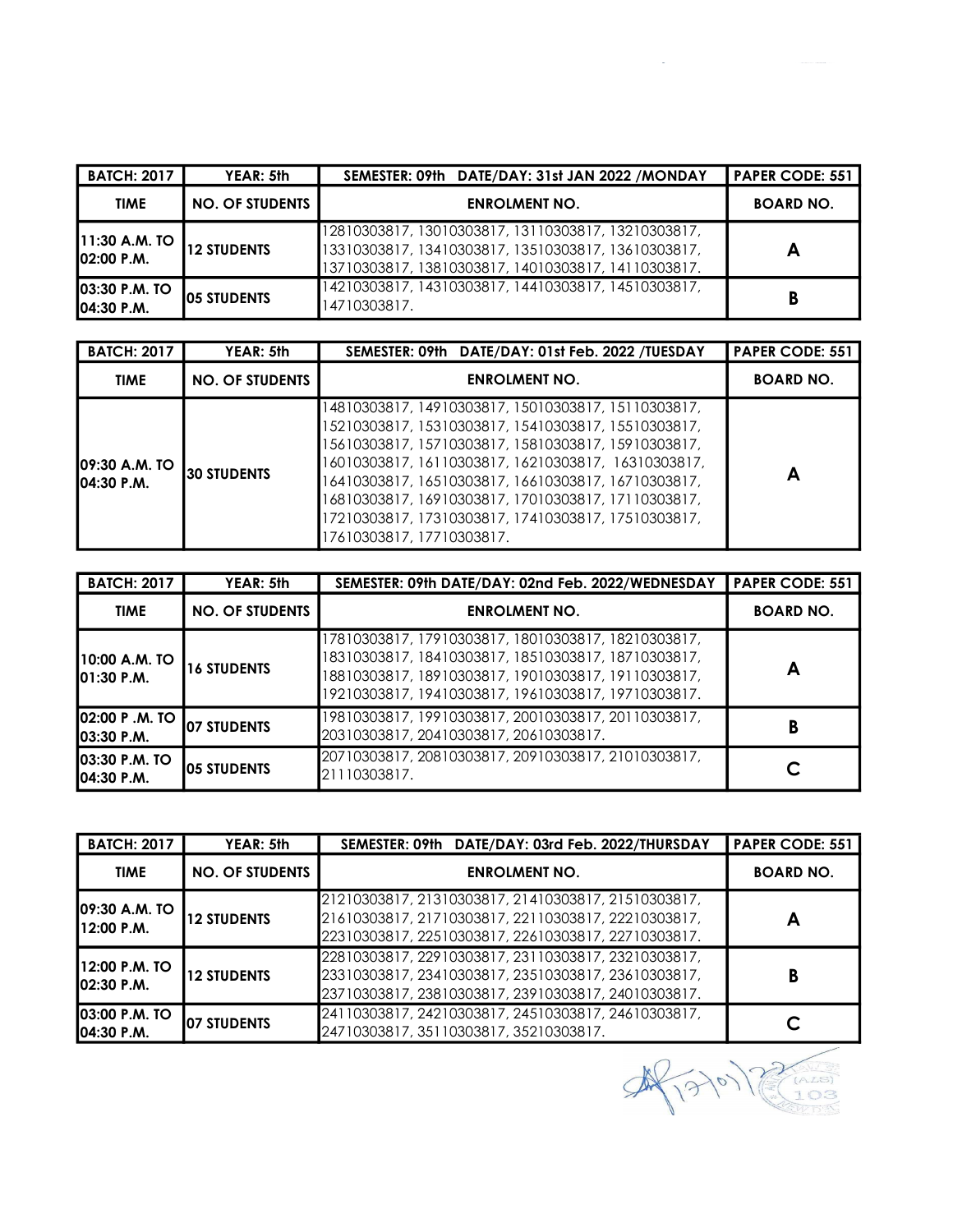| BATCH: 2017 | YEAR: 5th | SEMESTER: 09th DATE/DAY: 31st JAN 2022 /MONDAY | PAPER CODE: 551 |
|---|---|---|---|
| TIME | NO. OF STUDENTS | ENROLMENT NO. | BOARD NO. |
| 11:30 A.M. TO 02:00 P.M. | 12 STUDENTS | 12810303817, 13010303817, 13110303817, 13210303817, 13310303817, 13410303817, 13510303817, 13610303817, 13710303817, 13810303817, 14010303817, 14110303817. | A |
| 03:30 P.M. TO 04:30 P.M. | 05 STUDENTS | 14210303817, 14310303817, 14410303817, 14510303817, 14710303817. | B |

| BATCH: 2017 | YEAR: 5th | SEMESTER: 09th DATE/DAY: 01st Feb. 2022 /TUESDAY | PAPER CODE: 551 |
|---|---|---|---|
| TIME | NO. OF STUDENTS | ENROLMENT NO. | BOARD NO. |
| 09:30 A.M. TO 04:30 P.M. | 30 STUDENTS | 14810303817, 14910303817, 15010303817, 15110303817, 15210303817, 15310303817, 15410303817, 15510303817, 15610303817, 15710303817, 15810303817, 15910303817, 16010303817, 16110303817, 16210303817, 16310303817, 16410303817, 16510303817, 16610303817, 16710303817, 16810303817, 16910303817, 17010303817, 17110303817, 17210303817, 17310303817, 17410303817, 17510303817, 17610303817, 17710303817. | A |

| BATCH: 2017 | YEAR: 5th | SEMESTER: 09th DATE/DAY: 02nd Feb. 2022/WEDNESDAY | PAPER CODE: 551 |
|---|---|---|---|
| TIME | NO. OF STUDENTS | ENROLMENT NO. | BOARD NO. |
| 10:00 A.M. TO 01:30 P.M. | 16 STUDENTS | 17810303817, 17910303817, 18010303817, 18210303817, 18310303817, 18410303817, 18510303817, 18710303817, 18810303817, 18910303817, 19010303817, 19110303817, 19210303817, 19410303817, 19610303817, 19710303817. | A |
| 02:00 P .M. TO 03:30 P.M. | 07 STUDENTS | 19810303817, 19910303817, 20010303817, 20110303817, 20310303817, 20410303817, 20610303817. | B |
| 03:30 P.M. TO 04:30 P.M. | 05 STUDENTS | 20710303817, 20810303817, 20910303817, 21010303817, 21110303817. | C |

| BATCH: 2017 | YEAR: 5th | SEMESTER: 09th DATE/DAY: 03rd Feb. 2022/THURSDAY | PAPER CODE: 551 |
|---|---|---|---|
| TIME | NO. OF STUDENTS | ENROLMENT NO. | BOARD NO. |
| 09:30 A.M. TO 12:00 P.M. | 12 STUDENTS | 21210303817, 21310303817, 21410303817, 21510303817, 21610303817, 21710303817, 22110303817, 22210303817, 22310303817, 22510303817, 22610303817, 22710303817. | A |
| 12:00 P.M. TO 02:30 P.M. | 12 STUDENTS | 22810303817, 22910303817, 23110303817, 23210303817, 23310303817, 23410303817, 23510303817, 23610303817, 23710303817, 23810303817, 23910303817, 24010303817. | B |
| 03:00 P.M. TO 04:30 P.M. | 07 STUDENTS | 24110303817, 24210303817, 24510303817, 24610303817, 24710303817, 35110303817, 35210303817. | C |

17/01/22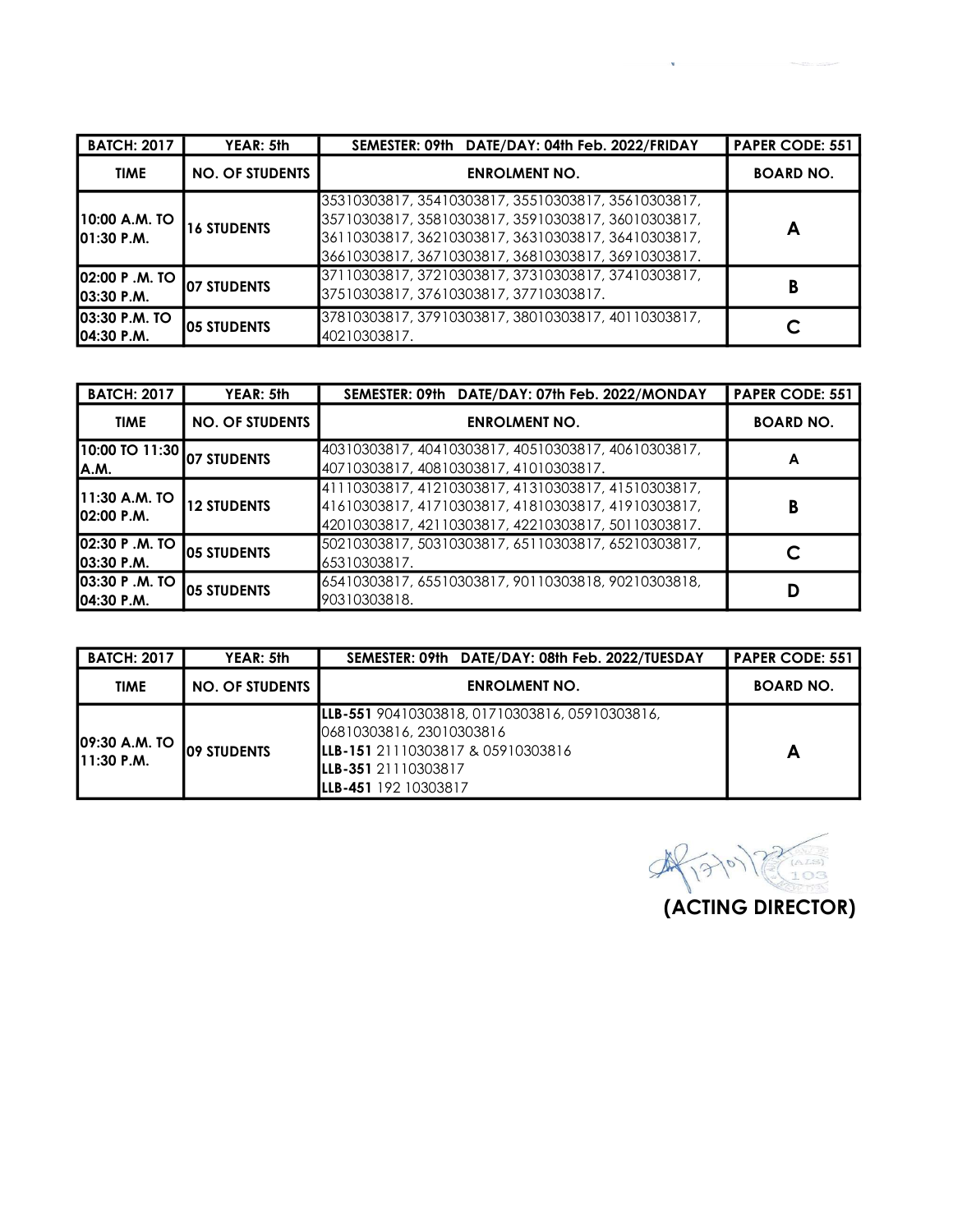| BATCH: 2017 | YEAR: 5th | SEMESTER: 09th DATE/DAY: 04th Feb. 2022/FRIDAY | PAPER CODE: 551 |
|---|---|---|---|
| **TIME** | **NO. OF STUDENTS** | **ENROLMENT NO.** | **BOARD NO.** |
| **10:00 A.M. TO 01:30 P.M.** | **16 STUDENTS** | 35310303817, 35410303817, 35510303817, 35610303817, 35710303817, 35810303817, 35910303817, 36010303817, 36110303817, 36210303817, 36310303817, 36410303817, 36610303817, 36710303817, 36810303817, 36910303817. | **A** |
| **02:00 P .M. TO 03:30 P.M.** | **07 STUDENTS** | 37110303817, 37210303817, 37310303817, 37410303817, 37510303817, 37610303817, 37710303817. | **B** |
| **03:30 P.M. TO 04:30 P.M.** | **05 STUDENTS** | 37810303817, 37910303817, 38010303817, 40110303817, 40210303817. | **C** |

| BATCH: 2017 | YEAR: 5th | SEMESTER: 09th DATE/DAY: 07th Feb. 2022/MONDAY | PAPER CODE: 551 |
|---|---|---|---|
| **TIME** | **NO. OF STUDENTS** | **ENROLMENT NO.** | **BOARD NO.** |
| **10:00 TO 11:30 A.M.** | **07 STUDENTS** | 40310303817, 40410303817, 40510303817, 40610303817, 40710303817, 40810303817, 41010303817. | **A** |
| **11:30 A.M. TO 02:00 P.M.** | **12 STUDENTS** | 41110303817, 41210303817, 41310303817, 41510303817, 41610303817, 41710303817, 41810303817, 41910303817, 42010303817, 42110303817, 42210303817, 50110303817. | **B** |
| **02:30 P .M. TO 03:30 P.M.** | **05 STUDENTS** | 50210303817, 50310303817, 65110303817, 65210303817, 65310303817. | **C** |
| **03:30 P .M. TO 04:30 P.M.** | **05 STUDENTS** | 65410303817, 65510303817, 90110303818, 90210303818, 90310303818. | **D** |

| BATCH: 2017 | YEAR: 5th | SEMESTER: 09th DATE/DAY: 08th Feb. 2022/TUESDAY | PAPER CODE: 551 |
|---|---|---|---|
| **TIME** | **NO. OF STUDENTS** | **ENROLMENT NO.** | **BOARD NO.** |
| **09:30 A.M. TO 11:30 P.M.** | **09 STUDENTS** | **LLB-551** 90410303818, 01710303816, 05910303816, 06810303816, 23010303816 **LLB-151** 21110303817 & 05910303816 **LLB-351** 21110303817 **LLB-451** 192 10303817 | **A** |

**(ACTING DIRECTOR)**